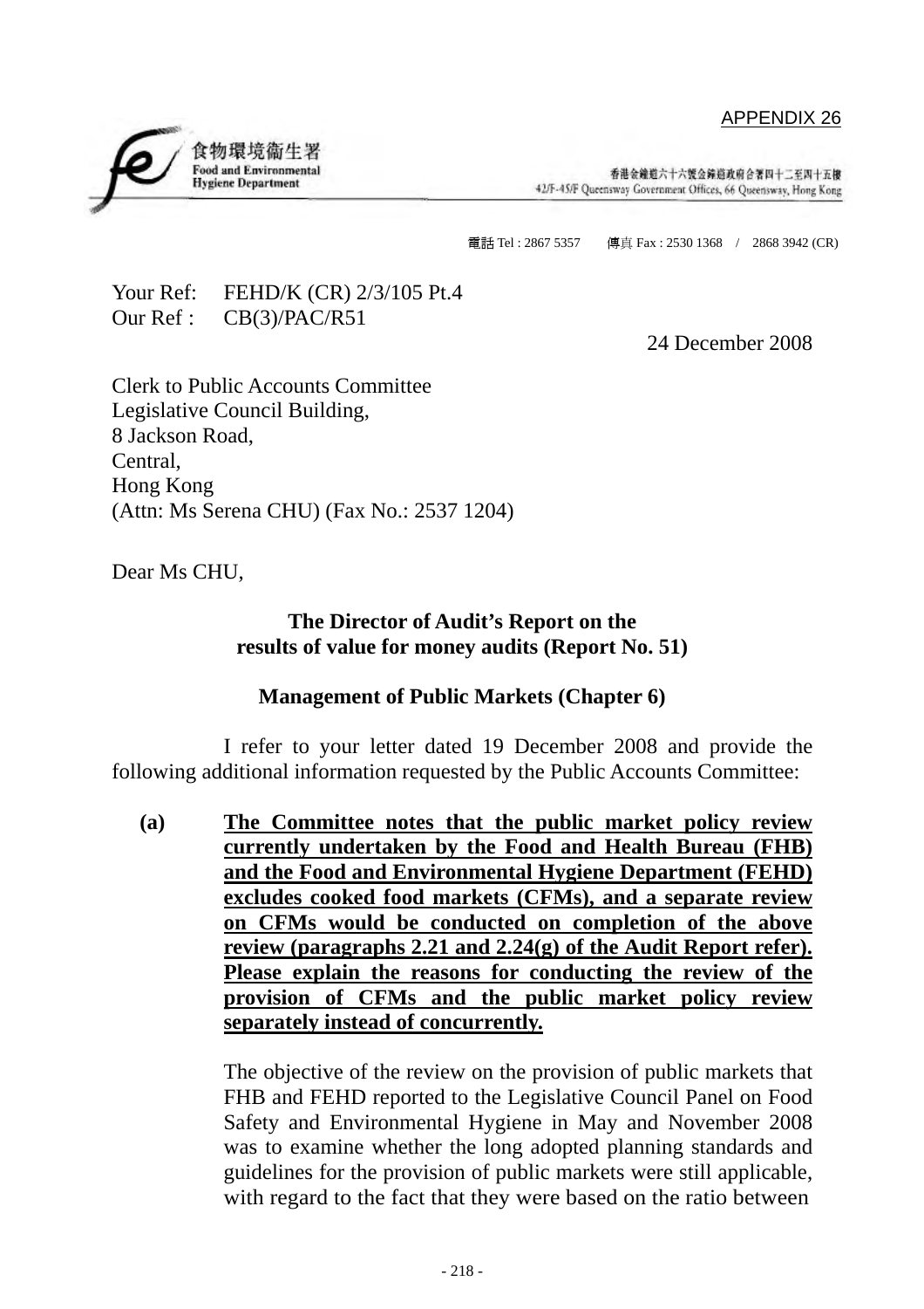APPENDIX 26

食物環境衞生署
Food and Environmental Hygiene Department

香港金鐘道六十六號金鐘道政府合署四十二至四十五樓
42/F-45/F Queensway Government Offices, 66 Queensway, Hong Kong

電話 Tel : 2867 5357    傳真 Fax : 2530 1368 / 2868 3942 (CR)

Your Ref: FEHD/K (CR) 2/3/105 Pt.4
Our Ref : CB(3)/PAC/R51

24 December 2008

Clerk to Public Accounts Committee
Legislative Council Building,
8 Jackson Road,
Central,
Hong Kong
(Attn: Ms Serena CHU) (Fax No.: 2537 1204)

Dear Ms CHU,

**The Director of Audit's Report on the results of value for money audits (Report No. 51)**

**Management of Public Markets (Chapter 6)**

I refer to your letter dated 19 December 2008 and provide the following additional information requested by the Public Accounts Committee:

**(a)** **The Committee notes that the public market policy review currently undertaken by the Food and Health Bureau (FHB) and the Food and Environmental Hygiene Department (FEHD) excludes cooked food markets (CFMs), and a separate review on CFMs would be conducted on completion of the above review (paragraphs 2.21 and 2.24(g) of the Audit Report refer). Please explain the reasons for conducting the review of the provision of CFMs and the public market policy review separately instead of concurrently.**

The objective of the review on the provision of public markets that FHB and FEHD reported to the Legislative Council Panel on Food Safety and Environmental Hygiene in May and November 2008 was to examine whether the long adopted planning standards and guidelines for the provision of public markets were still applicable, with regard to the fact that they were based on the ratio between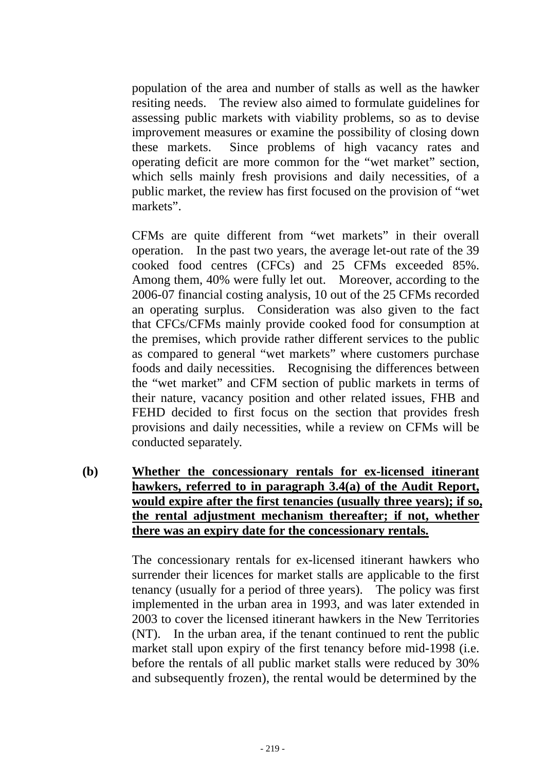population of the area and number of stalls as well as the hawker resiting needs. The review also aimed to formulate guidelines for assessing public markets with viability problems, so as to devise improvement measures or examine the possibility of closing down these markets. Since problems of high vacancy rates and operating deficit are more common for the "wet market" section, which sells mainly fresh provisions and daily necessities, of a public market, the review has first focused on the provision of "wet markets".

CFMs are quite different from "wet markets" in their overall operation. In the past two years, the average let-out rate of the 39 cooked food centres (CFCs) and 25 CFMs exceeded 85%. Among them, 40% were fully let out. Moreover, according to the 2006-07 financial costing analysis, 10 out of the 25 CFMs recorded an operating surplus. Consideration was also given to the fact that CFCs/CFMs mainly provide cooked food for consumption at the premises, which provide rather different services to the public as compared to general "wet markets" where customers purchase foods and daily necessities. Recognising the differences between the "wet market" and CFM section of public markets in terms of their nature, vacancy position and other related issues, FHB and FEHD decided to first focus on the section that provides fresh provisions and daily necessities, while a review on CFMs will be conducted separately.

**(b) <u>Whether the concessionary rentals for ex-licensed itinerant hawkers, referred to in paragraph 3.4(a) of the Audit Report, would expire after the first tenancies (usually three years); if so, the rental adjustment mechanism thereafter; if not, whether there was an expiry date for the concessionary rentals.</u>**

The concessionary rentals for ex-licensed itinerant hawkers who surrender their licences for market stalls are applicable to the first tenancy (usually for a period of three years). The policy was first implemented in the urban area in 1993, and was later extended in 2003 to cover the licensed itinerant hawkers in the New Territories (NT). In the urban area, if the tenant continued to rent the public market stall upon expiry of the first tenancy before mid-1998 (i.e. before the rentals of all public market stalls were reduced by 30% and subsequently frozen), the rental would be determined by the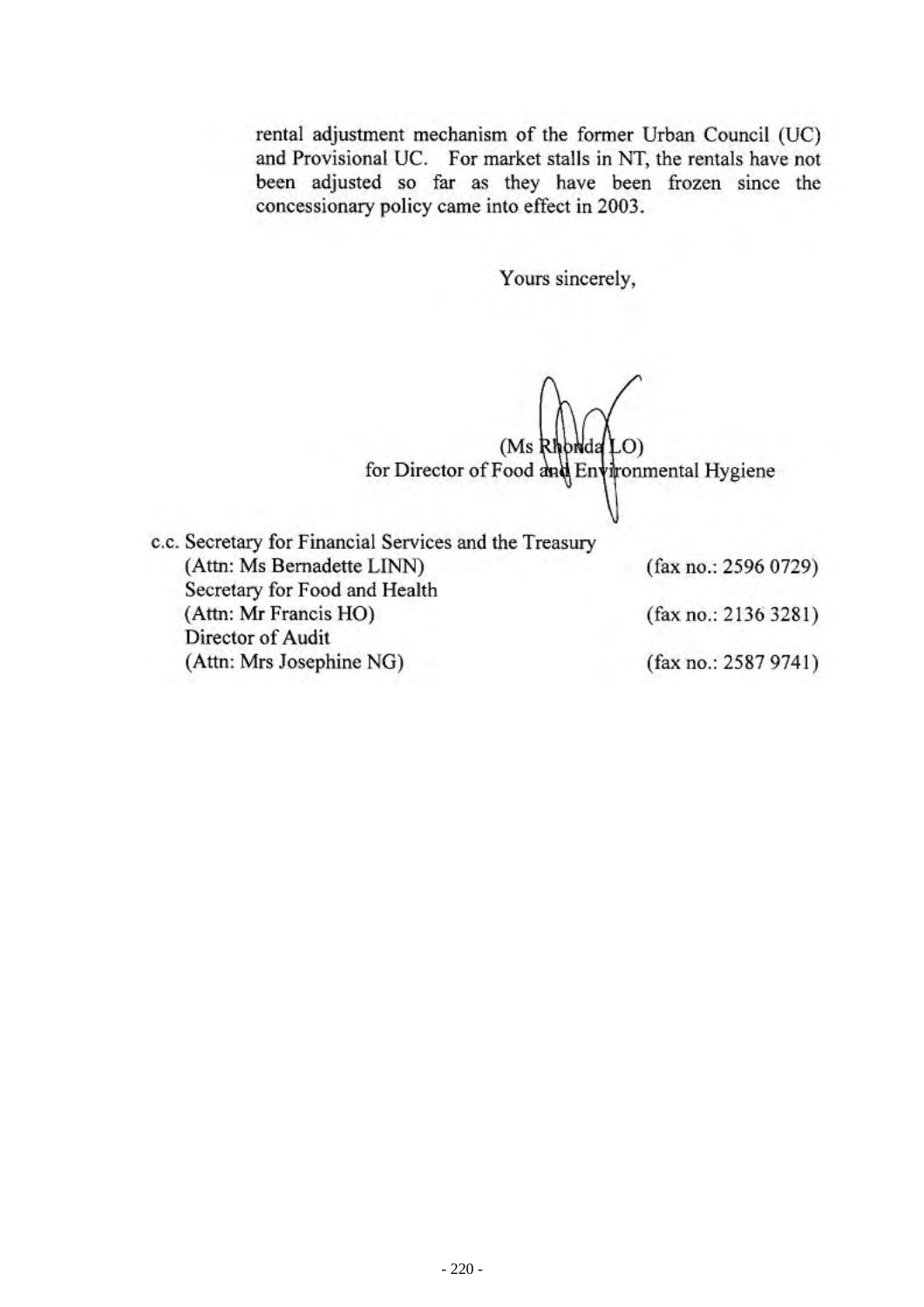rental adjustment mechanism of the former Urban Council (UC) and Provisional UC. For market stalls in NT, the rentals have not been adjusted so far as they have been frozen since the concessionary policy came into effect in 2003.

Yours sincerely,

(Ms Rhonda LO)
for Director of Food and Environmental Hygiene

c.c. Secretary for Financial Services and the Treasury
(Attn: Ms Bernadette LINN) (fax no.: 2596 0729)
Secretary for Food and Health
(Attn: Mr Francis HO) (fax no.: 2136 3281)
Director of Audit
(Attn: Mrs Josephine NG) (fax no.: 2587 9741)